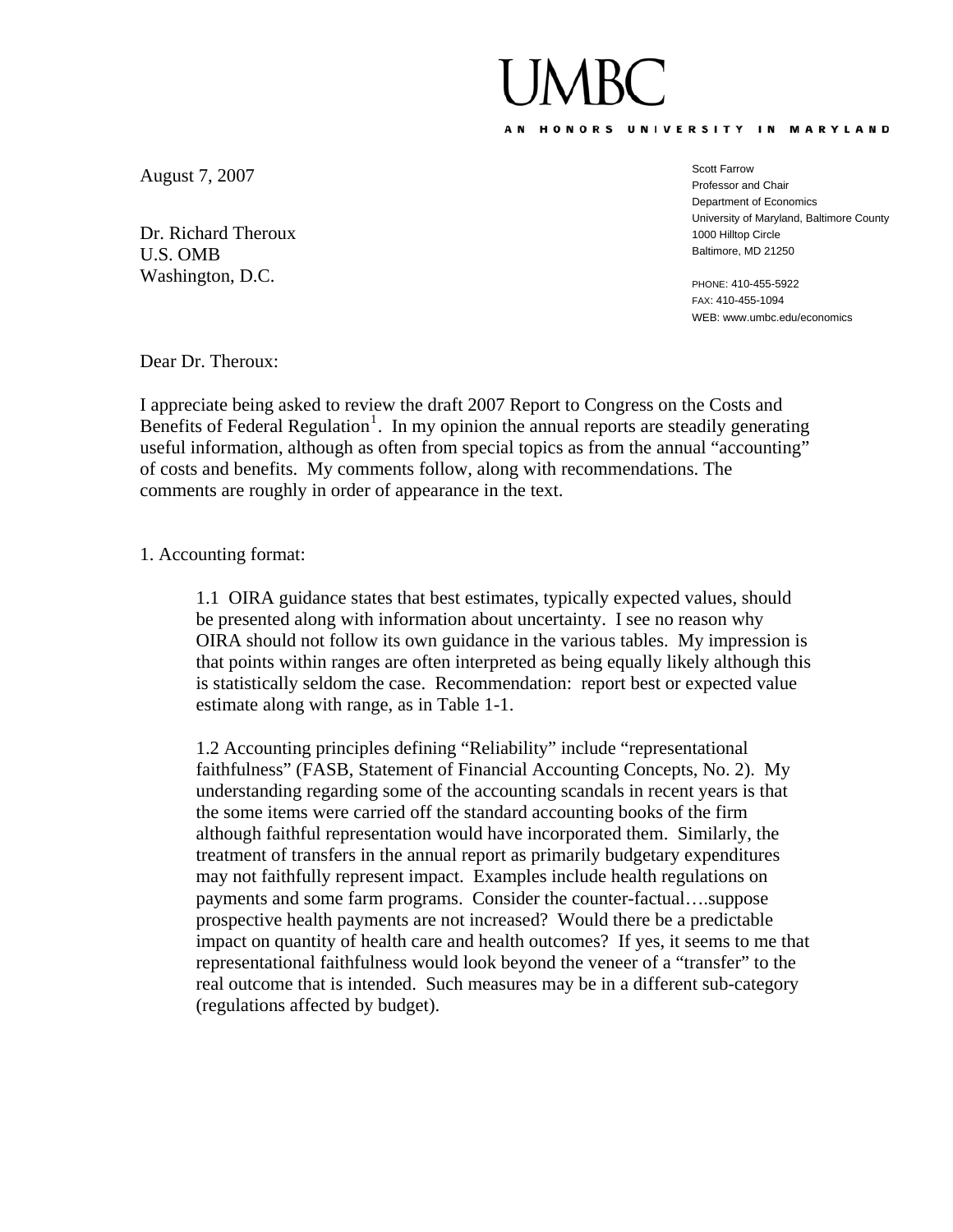# UMBC

AN HONORS UNIVERSITY IN MARYLAND

August 7, 2007

Scott Farrow
Professor and Chair
Department of Economics
University of Maryland, Baltimore County
1000 Hilltop Circle
Baltimore, MD 21250

PHONE: 410-455-5922
FAX: 410-455-1094
WEB: www.umbc.edu/economics

Dr. Richard Theroux
U.S. OMB
Washington, D.C.

Dear Dr. Theroux:

I appreciate being asked to review the draft 2007 Report to Congress on the Costs and Benefits of Federal Regulation[1]. In my opinion the annual reports are steadily generating useful information, although as often from special topics as from the annual "accounting" of costs and benefits. My comments follow, along with recommendations. The comments are roughly in order of appearance in the text.

1. Accounting format:

> 1.1 OIRA guidance states that best estimates, typically expected values, should be presented along with information about uncertainty. I see no reason why OIRA should not follow its own guidance in the various tables. My impression is that points within ranges are often interpreted as being equally likely although this is statistically seldom the case. Recommendation: report best or expected value estimate along with range, as in Table 1-1.
>
> 1.2 Accounting principles defining "Reliability" include "representational faithfulness" (FASB, Statement of Financial Accounting Concepts, No. 2). My understanding regarding some of the accounting scandals in recent years is that the some items were carried off the standard accounting books of the firm although faithful representation would have incorporated them. Similarly, the treatment of transfers in the annual report as primarily budgetary expenditures may not faithfully represent impact. Examples include health regulations on payments and some farm programs. Consider the counter-factual….suppose prospective health payments are not increased? Would there be a predictable impact on quantity of health care and health outcomes? If yes, it seems to me that representational faithfulness would look beyond the veneer of a "transfer" to the real outcome that is intended. Such measures may be in a different sub-category (regulations affected by budget).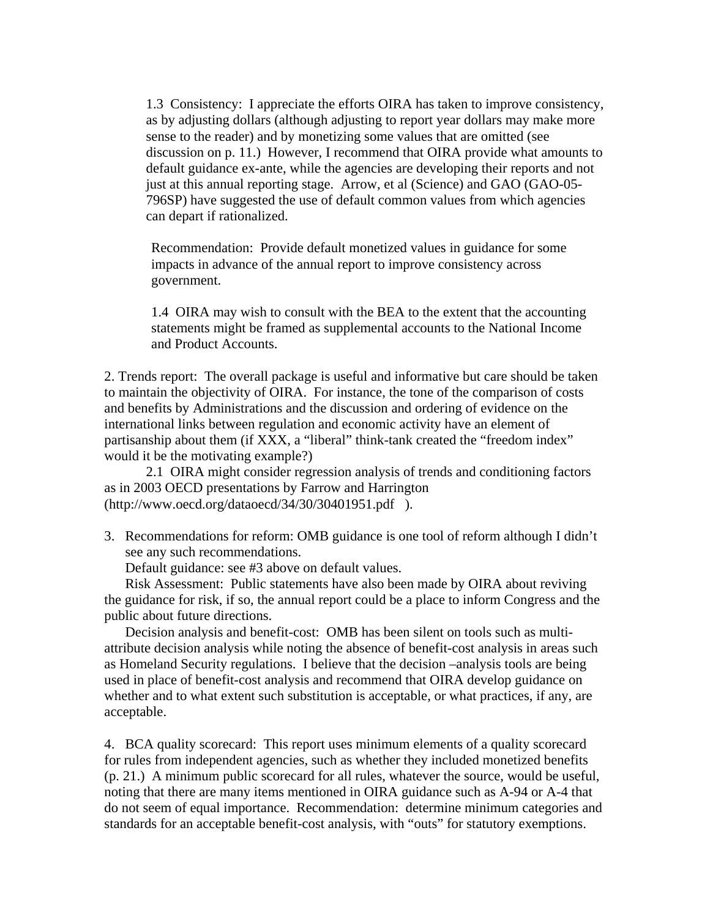1.3 Consistency: I appreciate the efforts OIRA has taken to improve consistency, as by adjusting dollars (although adjusting to report year dollars may make more sense to the reader) and by monetizing some values that are omitted (see discussion on p. 11.) However, I recommend that OIRA provide what amounts to default guidance ex-ante, while the agencies are developing their reports and not just at this annual reporting stage. Arrow, et al (Science) and GAO (GAO-05-796SP) have suggested the use of default common values from which agencies can depart if rationalized.

Recommendation: Provide default monetized values in guidance for some impacts in advance of the annual report to improve consistency across government.

1.4 OIRA may wish to consult with the BEA to the extent that the accounting statements might be framed as supplemental accounts to the National Income and Product Accounts.

2. Trends report: The overall package is useful and informative but care should be taken to maintain the objectivity of OIRA. For instance, the tone of the comparison of costs and benefits by Administrations and the discussion and ordering of evidence on the international links between regulation and economic activity have an element of partisanship about them (if XXX, a "liberal" think-tank created the "freedom index" would it be the motivating example?)

2.1 OIRA might consider regression analysis of trends and conditioning factors as in 2003 OECD presentations by Farrow and Harrington (http://www.oecd.org/dataoecd/34/30/30401951.pdf ).

3. Recommendations for reform: OMB guidance is one tool of reform although I didn't see any such recommendations.

   Default guidance: see #3 above on default values.

   Risk Assessment: Public statements have also been made by OIRA about reviving the guidance for risk, if so, the annual report could be a place to inform Congress and the public about future directions.

   Decision analysis and benefit-cost: OMB has been silent on tools such as multi-attribute decision analysis while noting the absence of benefit-cost analysis in areas such as Homeland Security regulations. I believe that the decision –analysis tools are being used in place of benefit-cost analysis and recommend that OIRA develop guidance on whether and to what extent such substitution is acceptable, or what practices, if any, are acceptable.

4. BCA quality scorecard: This report uses minimum elements of a quality scorecard for rules from independent agencies, such as whether they included monetized benefits (p. 21.) A minimum public scorecard for all rules, whatever the source, would be useful, noting that there are many items mentioned in OIRA guidance such as A-94 or A-4 that do not seem of equal importance. Recommendation: determine minimum categories and standards for an acceptable benefit-cost analysis, with "outs" for statutory exemptions.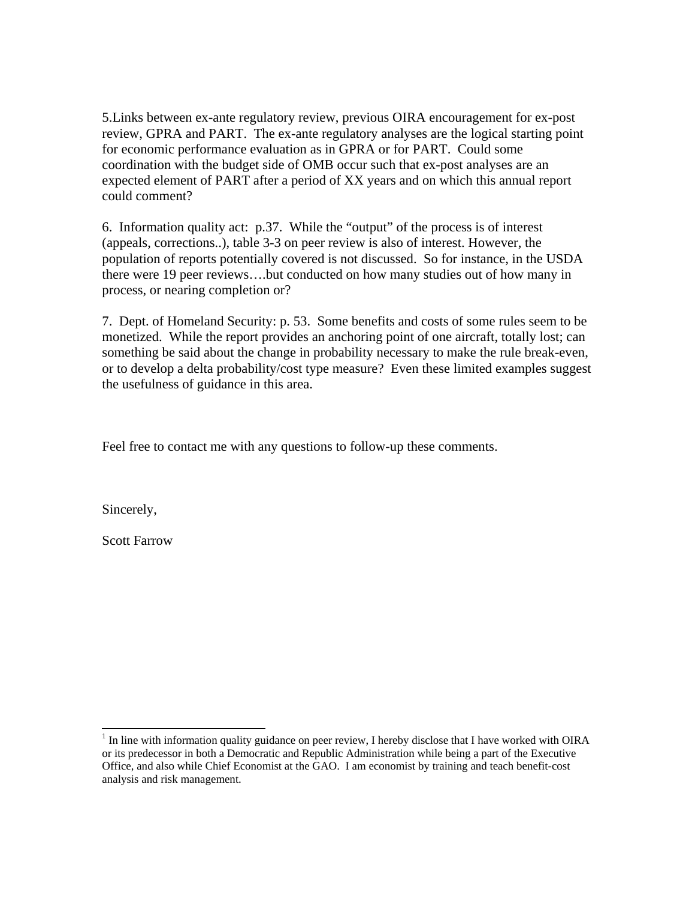5.Links between ex-ante regulatory review, previous OIRA encouragement for ex-post review, GPRA and PART. The ex-ante regulatory analyses are the logical starting point for economic performance evaluation as in GPRA or for PART. Could some coordination with the budget side of OMB occur such that ex-post analyses are an expected element of PART after a period of XX years and on which this annual report could comment?

6. Information quality act: p.37. While the "output" of the process is of interest (appeals, corrections..), table 3-3 on peer review is also of interest. However, the population of reports potentially covered is not discussed. So for instance, in the USDA there were 19 peer reviews….but conducted on how many studies out of how many in process, or nearing completion or?

7. Dept. of Homeland Security: p. 53. Some benefits and costs of some rules seem to be monetized. While the report provides an anchoring point of one aircraft, totally lost; can something be said about the change in probability necessary to make the rule break-even, or to develop a delta probability/cost type measure? Even these limited examples suggest the usefulness of guidance in this area.

Feel free to contact me with any questions to follow-up these comments.

Sincerely,

Scott Farrow

---

[1] In line with information quality guidance on peer review, I hereby disclose that I have worked with OIRA or its predecessor in both a Democratic and Republic Administration while being a part of the Executive Office, and also while Chief Economist at the GAO. I am economist by training and teach benefit-cost analysis and risk management.